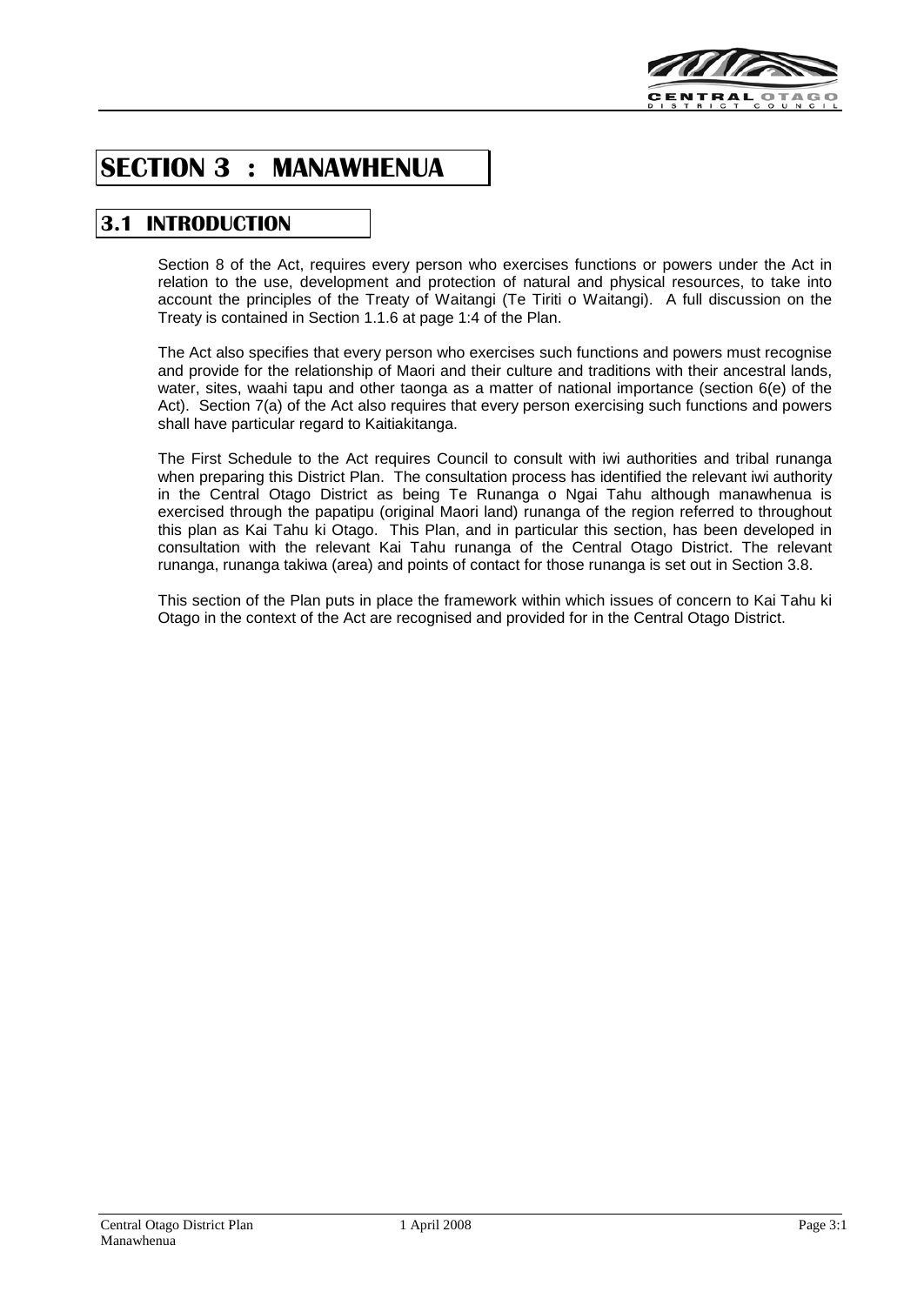# SECTION 3 : MANAWHENUA

## 3.1 INTRODUCTION

Section 8 of the Act, requires every person who exercises functions or powers under the Act in relation to the use, development and protection of natural and physical resources, to take into account the principles of the Treaty of Waitangi (Te Tiriti o Waitangi). A full discussion on the Treaty is contained in Section 1.1.6 at page 1:4 of the Plan.

The Act also specifies that every person who exercises such functions and powers must recognise and provide for the relationship of Maori and their culture and traditions with their ancestral lands, water, sites, waahi tapu and other taonga as a matter of national importance (section 6(e) of the Act). Section 7(a) of the Act also requires that every person exercising such functions and powers shall have particular regard to Kaitiakitanga.

The First Schedule to the Act requires Council to consult with iwi authorities and tribal runanga when preparing this District Plan. The consultation process has identified the relevant iwi authority in the Central Otago District as being Te Runanga o Ngai Tahu although manawhenua is exercised through the papatipu (original Maori land) runanga of the region referred to throughout this plan as Kai Tahu ki Otago. This Plan, and in particular this section, has been developed in consultation with the relevant Kai Tahu runanga of the Central Otago District. The relevant runanga, runanga takiwa (area) and points of contact for those runanga is set out in Section 3.8.

This section of the Plan puts in place the framework within which issues of concern to Kai Tahu ki Otago in the context of the Act are recognised and provided for in the Central Otago District.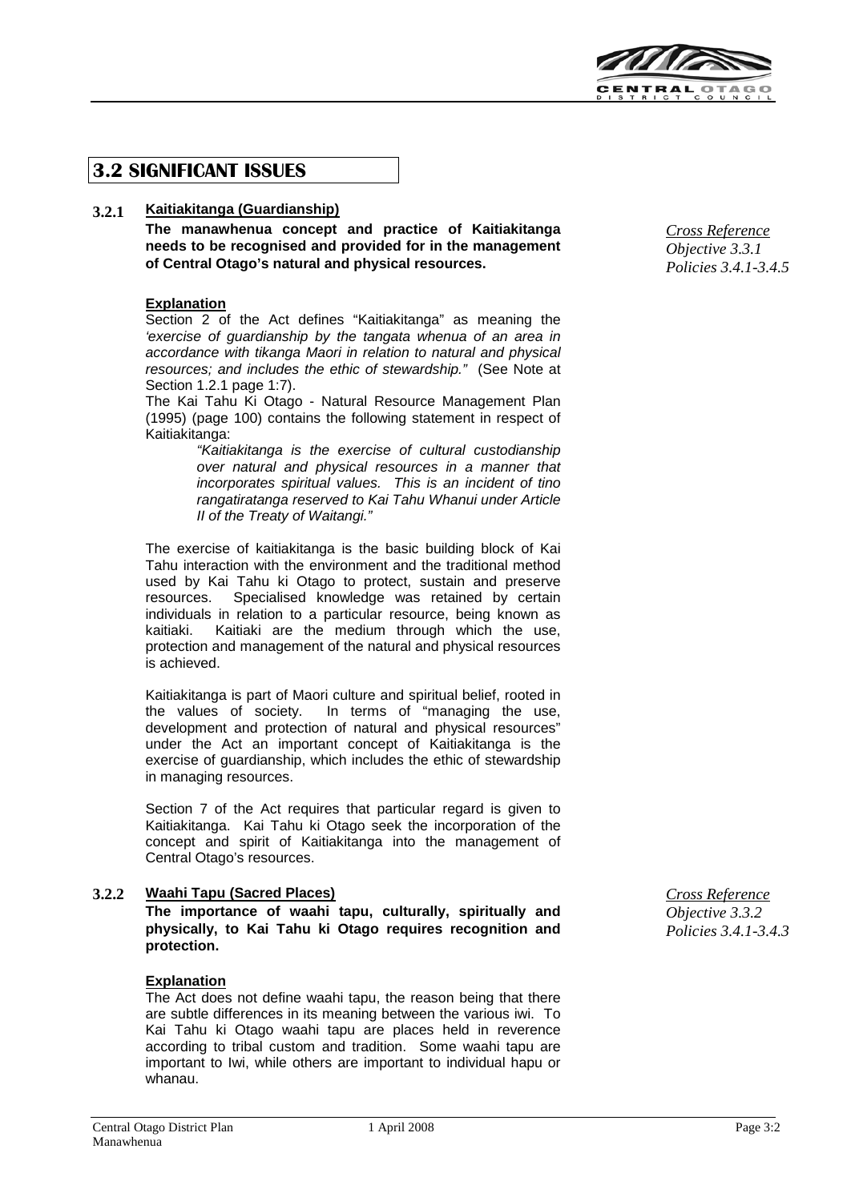## 3.2 SIGNIFICANT ISSUES

### 3.2.1 Kaitiakitanga (Guardianship)

**The manawhenua concept and practice of Kaitiakitanga needs to be recognised and provided for in the management of Central Otago's natural and physical resources.**

*Cross Reference*
*Objective 3.3.1*
*Policies 3.4.1-3.4.5*

**Explanation**

Section 2 of the Act defines "Kaitiakitanga" as meaning the *'exercise of guardianship by the tangata whenua of an area in accordance with tikanga Maori in relation to natural and physical resources; and includes the ethic of stewardship."* (See Note at Section 1.2.1 page 1:7).

The Kai Tahu Ki Otago - Natural Resource Management Plan (1995) (page 100) contains the following statement in respect of Kaitiakitanga:

> *"Kaitiakitanga is the exercise of cultural custodianship over natural and physical resources in a manner that incorporates spiritual values. This is an incident of tino rangatiratanga reserved to Kai Tahu Whanui under Article II of the Treaty of Waitangi."*

The exercise of kaitiakitanga is the basic building block of Kai Tahu interaction with the environment and the traditional method used by Kai Tahu ki Otago to protect, sustain and preserve resources. Specialised knowledge was retained by certain individuals in relation to a particular resource, being known as kaitiaki. Kaitiaki are the medium through which the use, protection and management of the natural and physical resources is achieved.

Kaitiakitanga is part of Maori culture and spiritual belief, rooted in the values of society. In terms of "managing the use, development and protection of natural and physical resources" under the Act an important concept of Kaitiakitanga is the exercise of guardianship, which includes the ethic of stewardship in managing resources.

Section 7 of the Act requires that particular regard is given to Kaitiakitanga. Kai Tahu ki Otago seek the incorporation of the concept and spirit of Kaitiakitanga into the management of Central Otago's resources.

### 3.2.2 Waahi Tapu (Sacred Places)

**The importance of waahi tapu, culturally, spiritually and physically, to Kai Tahu ki Otago requires recognition and protection.**

*Cross Reference*
*Objective 3.3.2*
*Policies 3.4.1-3.4.3*

**Explanation**

The Act does not define waahi tapu, the reason being that there are subtle differences in its meaning between the various iwi. To Kai Tahu ki Otago waahi tapu are places held in reverence according to tribal custom and tradition. Some waahi tapu are important to Iwi, while others are important to individual hapu or whanau.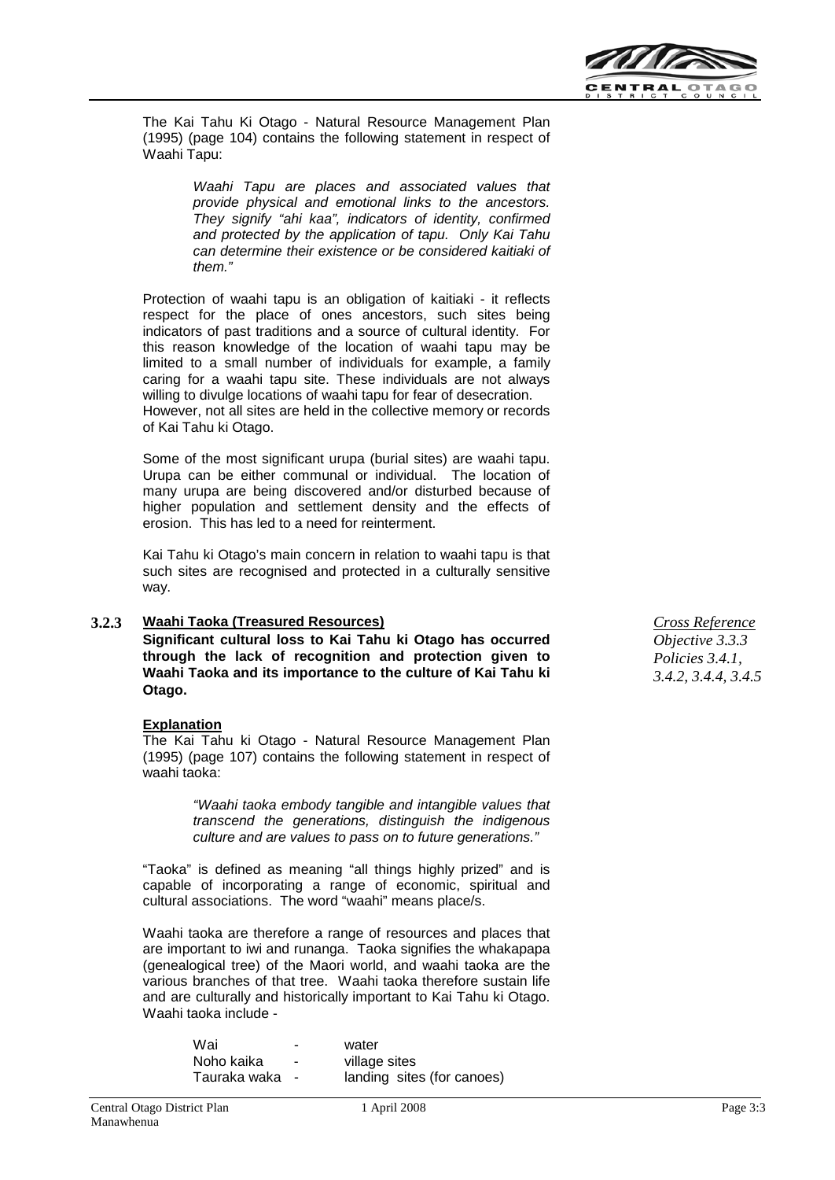The Kai Tahu Ki Otago - Natural Resource Management Plan (1995) (page 104) contains the following statement in respect of Waahi Tapu:

> *Waahi Tapu are places and associated values that provide physical and emotional links to the ancestors. They signify "ahi kaa", indicators of identity, confirmed and protected by the application of tapu. Only Kai Tahu can determine their existence or be considered kaitiaki of them."*

Protection of waahi tapu is an obligation of kaitiaki - it reflects respect for the place of ones ancestors, such sites being indicators of past traditions and a source of cultural identity. For this reason knowledge of the location of waahi tapu may be limited to a small number of individuals for example, a family caring for a waahi tapu site. These individuals are not always willing to divulge locations of waahi tapu for fear of desecration. However, not all sites are held in the collective memory or records of Kai Tahu ki Otago.

Some of the most significant urupa (burial sites) are waahi tapu. Urupa can be either communal or individual. The location of many urupa are being discovered and/or disturbed because of higher population and settlement density and the effects of erosion. This has led to a need for reinterment.

Kai Tahu ki Otago's main concern in relation to waahi tapu is that such sites are recognised and protected in a culturally sensitive way.

### 3.2.3 Waahi Taoka (Treasured Resources)

**Significant cultural loss to Kai Tahu ki Otago has occurred through the lack of recognition and protection given to Waahi Taoka and its importance to the culture of Kai Tahu ki Otago.**

*Cross Reference*
*Objective 3.3.3*
*Policies 3.4.1, 3.4.2, 3.4.4, 3.4.5*

**Explanation**

The Kai Tahu ki Otago - Natural Resource Management Plan (1995) (page 107) contains the following statement in respect of waahi taoka:

> *"Waahi taoka embody tangible and intangible values that transcend the generations, distinguish the indigenous culture and are values to pass on to future generations."*

"Taoka" is defined as meaning "all things highly prized" and is capable of incorporating a range of economic, spiritual and cultural associations. The word "waahi" means place/s.

Waahi taoka are therefore a range of resources and places that are important to iwi and runanga. Taoka signifies the whakapapa (genealogical tree) of the Maori world, and waahi taoka are the various branches of that tree. Waahi taoka therefore sustain life and are culturally and historically important to Kai Tahu ki Otago. Waahi taoka include -

- Wai - water
- Noho kaika - village sites
- Tauraka waka - landing sites (for canoes)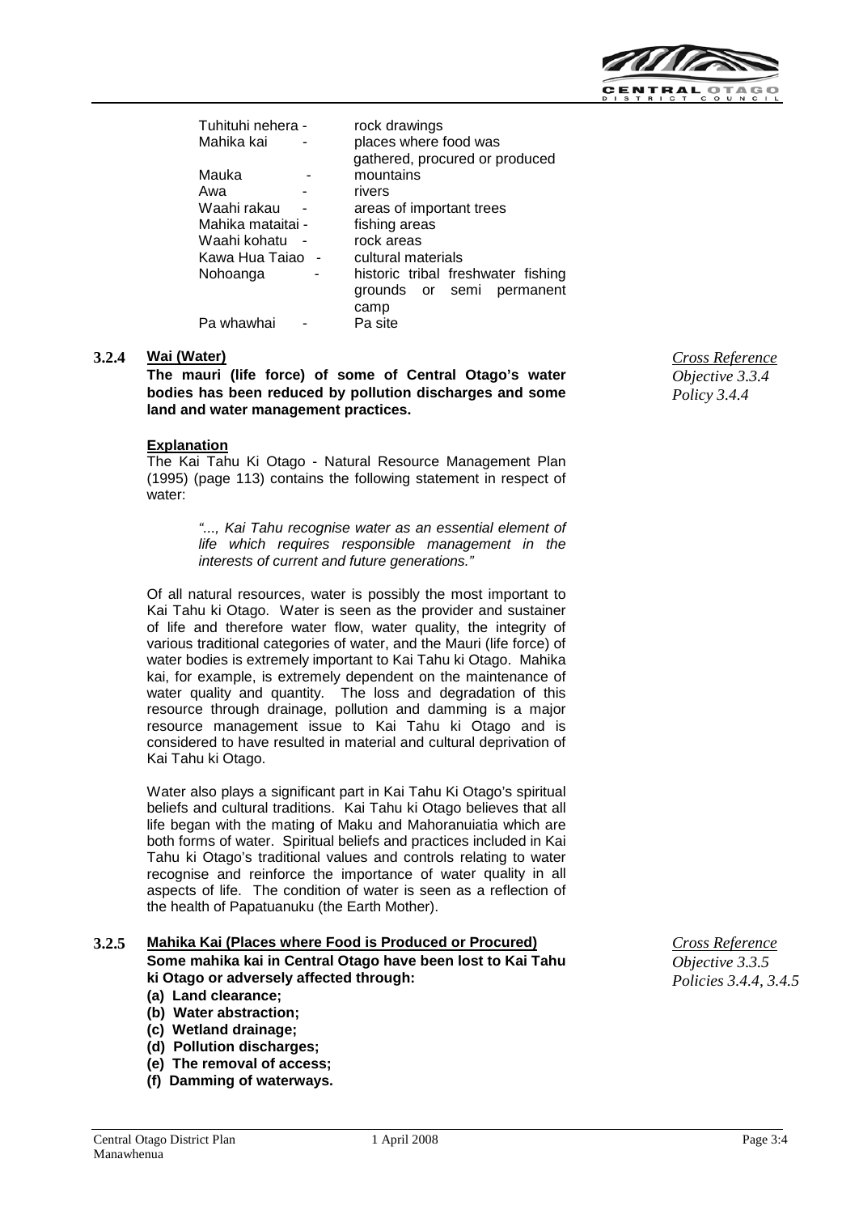| | |
|---|---|
| Tuhituhi nehera - | rock drawings |
| Mahika kai - | places where food was gathered, procured or produced |
| Mauka - | mountains |
| Awa - | rivers |
| Waahi rakau - | areas of important trees |
| Mahika mataitai - | fishing areas |
| Waahi kohatu - | rock areas |
| Kawa Hua Taiao - | cultural materials |
| Nohoanga - | historic tribal freshwater fishing grounds or semi permanent camp |
| Pa whawhai - | Pa site |

### 3.2.4 Wai (Water)

**The mauri (life force) of some of Central Otago's water bodies has been reduced by pollution discharges and some land and water management practices.**

*Cross Reference*
*Objective 3.3.4*
*Policy 3.4.4*

**Explanation**

The Kai Tahu Ki Otago - Natural Resource Management Plan (1995) (page 113) contains the following statement in respect of water:

> *"..., Kai Tahu recognise water as an essential element of life which requires responsible management in the interests of current and future generations."*

Of all natural resources, water is possibly the most important to Kai Tahu ki Otago. Water is seen as the provider and sustainer of life and therefore water flow, water quality, the integrity of various traditional categories of water, and the Mauri (life force) of water bodies is extremely important to Kai Tahu ki Otago. Mahika kai, for example, is extremely dependent on the maintenance of water quality and quantity. The loss and degradation of this resource through drainage, pollution and damming is a major resource management issue to Kai Tahu ki Otago and is considered to have resulted in material and cultural deprivation of Kai Tahu ki Otago.

Water also plays a significant part in Kai Tahu Ki Otago's spiritual beliefs and cultural traditions. Kai Tahu ki Otago believes that all life began with the mating of Maku and Mahoranuiatia which are both forms of water. Spiritual beliefs and practices included in Kai Tahu ki Otago's traditional values and controls relating to water recognise and reinforce the importance of water quality in all aspects of life. The condition of water is seen as a reflection of the health of Papatuanuku (the Earth Mother).

### 3.2.5 Mahika Kai (Places where Food is Produced or Procured)

**Some mahika kai in Central Otago have been lost to Kai Tahu ki Otago or adversely affected through:**

**(a) Land clearance;**
**(b) Water abstraction;**
**(c) Wetland drainage;**
**(d) Pollution discharges;**
**(e) The removal of access;**
**(f) Damming of waterways.**

*Cross Reference*
*Objective 3.3.5*
*Policies 3.4.4, 3.4.5*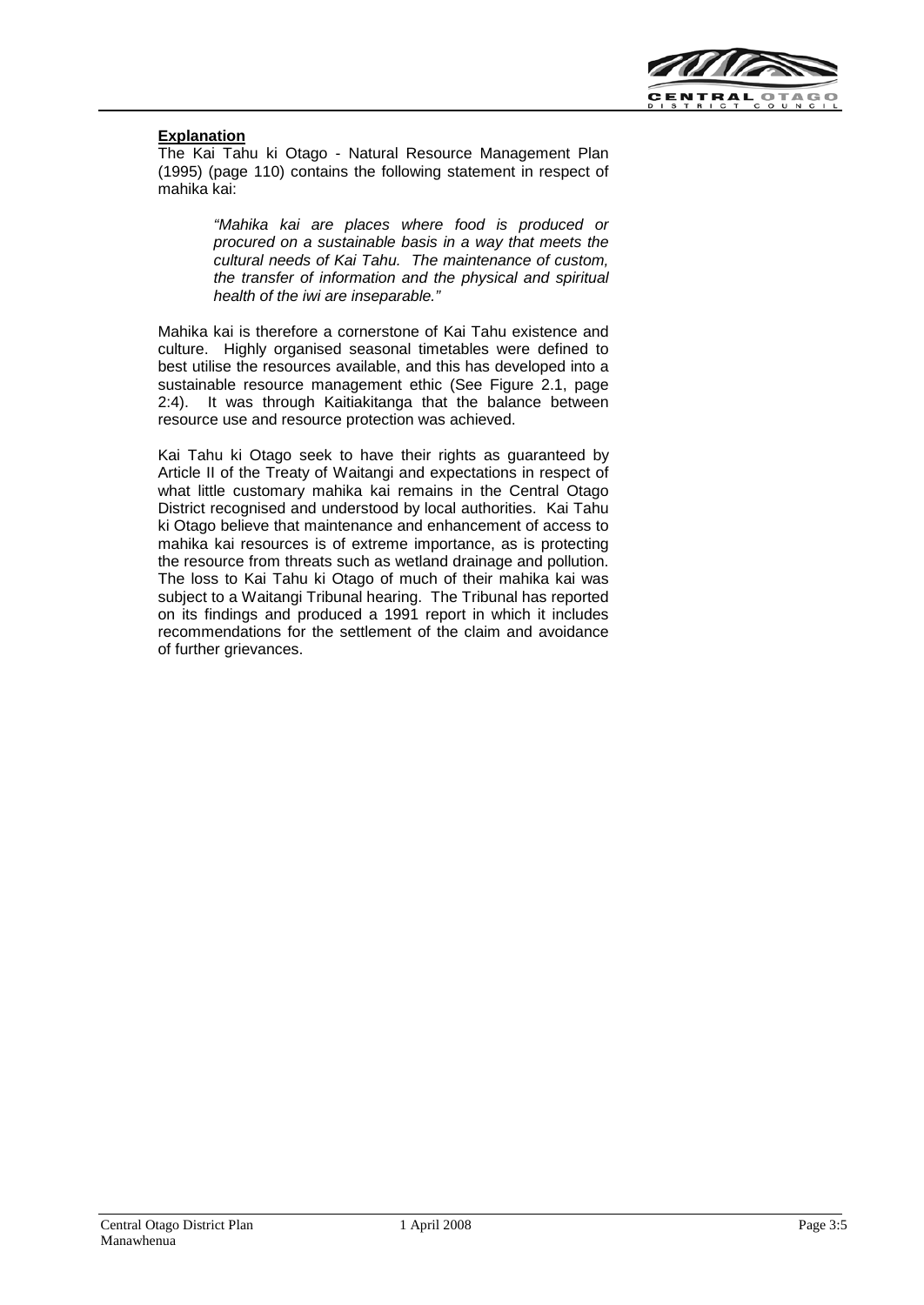**Explanation**

The Kai Tahu ki Otago - Natural Resource Management Plan (1995) (page 110) contains the following statement in respect of mahika kai:

> *"Mahika kai are places where food is produced or procured on a sustainable basis in a way that meets the cultural needs of Kai Tahu. The maintenance of custom, the transfer of information and the physical and spiritual health of the iwi are inseparable."*

Mahika kai is therefore a cornerstone of Kai Tahu existence and culture. Highly organised seasonal timetables were defined to best utilise the resources available, and this has developed into a sustainable resource management ethic (See Figure 2.1, page 2:4). It was through Kaitiakitanga that the balance between resource use and resource protection was achieved.

Kai Tahu ki Otago seek to have their rights as guaranteed by Article II of the Treaty of Waitangi and expectations in respect of what little customary mahika kai remains in the Central Otago District recognised and understood by local authorities. Kai Tahu ki Otago believe that maintenance and enhancement of access to mahika kai resources is of extreme importance, as is protecting the resource from threats such as wetland drainage and pollution. The loss to Kai Tahu ki Otago of much of their mahika kai was subject to a Waitangi Tribunal hearing. The Tribunal has reported on its findings and produced a 1991 report in which it includes recommendations for the settlement of the claim and avoidance of further grievances.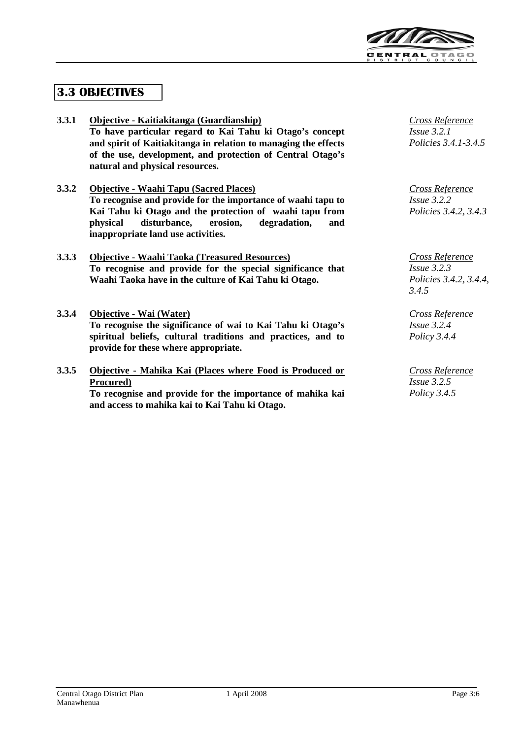## 3.3 OBJECTIVES

**3.3.1** **Objective - Kaitiakitanga (Guardianship)**
**To have particular regard to Kai Tahu ki Otago's concept and spirit of Kaitiakitanga in relation to managing the effects of the use, development, and protection of Central Otago's natural and physical resources.**

*Cross Reference*
*Issue 3.2.1*
*Policies 3.4.1-3.4.5*

**3.3.2** **Objective - Waahi Tapu (Sacred Places)**
**To recognise and provide for the importance of waahi tapu to Kai Tahu ki Otago and the protection of waahi tapu from physical disturbance, erosion, degradation, and inappropriate land use activities.**

*Cross Reference*
*Issue 3.2.2*
*Policies 3.4.2, 3.4.3*

**3.3.3** **Objective - Waahi Taoka (Treasured Resources)**
**To recognise and provide for the special significance that Waahi Taoka have in the culture of Kai Tahu ki Otago.**

*Cross Reference*
*Issue 3.2.3*
*Policies 3.4.2, 3.4.4, 3.4.5*

**3.3.4** **Objective - Wai (Water)**
**To recognise the significance of wai to Kai Tahu ki Otago's spiritual beliefs, cultural traditions and practices, and to provide for these where appropriate.**

*Cross Reference*
*Issue 3.2.4*
*Policy 3.4.4*

**3.3.5** **Objective - Mahika Kai (Places where Food is Produced or Procured)**
**To recognise and provide for the importance of mahika kai and access to mahika kai to Kai Tahu ki Otago.**

*Cross Reference*
*Issue 3.2.5*
*Policy 3.4.5*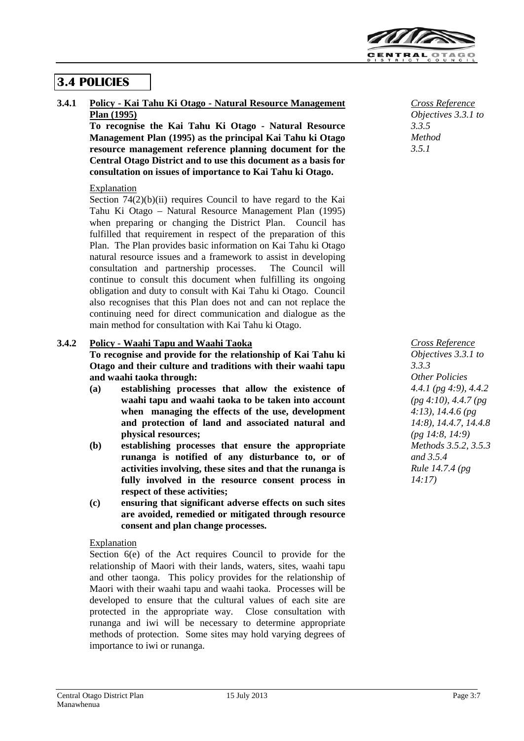## 3.4 POLICIES

**3.4.1 Policy - Kai Tahu Ki Otago - Natural Resource Management Plan (1995)**

*Cross Reference*
*Objectives 3.3.1 to 3.3.5*
*Method 3.5.1*

**To recognise the Kai Tahu Ki Otago - Natural Resource Management Plan (1995) as the principal Kai Tahu ki Otago resource management reference planning document for the Central Otago District and to use this document as a basis for consultation on issues of importance to Kai Tahu ki Otago.**

Explanation

Section 74(2)(b)(ii) requires Council to have regard to the Kai Tahu Ki Otago – Natural Resource Management Plan (1995) when preparing or changing the District Plan. Council has fulfilled that requirement in respect of the preparation of this Plan. The Plan provides basic information on Kai Tahu ki Otago natural resource issues and a framework to assist in developing consultation and partnership processes. The Council will continue to consult this document when fulfilling its ongoing obligation and duty to consult with Kai Tahu ki Otago. Council also recognises that this Plan does not and can not replace the continuing need for direct communication and dialogue as the main method for consultation with Kai Tahu ki Otago.

**3.4.2 Policy - Waahi Tapu and Waahi Taoka**

*Cross Reference*
*Objectives 3.3.1 to 3.3.3*
*Other Policies 4.4.1 (pg 4:9), 4.4.2 (pg 4:10), 4.4.7 (pg 4:13), 14.4.6 (pg 14:8), 14.4.7, 14.4.8 (pg 14:8, 14:9)*
*Methods 3.5.2, 3.5.3 and 3.5.4*
*Rule 14.7.4 (pg 14:17)*

**To recognise and provide for the relationship of Kai Tahu ki Otago and their culture and traditions with their waahi tapu and waahi taoka through:**

**(a) establishing processes that allow the existence of waahi tapu and waahi taoka to be taken into account when managing the effects of the use, development and protection of land and associated natural and physical resources;**

**(b) establishing processes that ensure the appropriate runanga is notified of any disturbance to, or of activities involving, these sites and that the runanga is fully involved in the resource consent process in respect of these activities;**

**(c) ensuring that significant adverse effects on such sites are avoided, remedied or mitigated through resource consent and plan change processes.**

Explanation

Section 6(e) of the Act requires Council to provide for the relationship of Maori with their lands, waters, sites, waahi tapu and other taonga. This policy provides for the relationship of Maori with their waahi tapu and waahi taoka. Processes will be developed to ensure that the cultural values of each site are protected in the appropriate way. Close consultation with runanga and iwi will be necessary to determine appropriate methods of protection. Some sites may hold varying degrees of importance to iwi or runanga.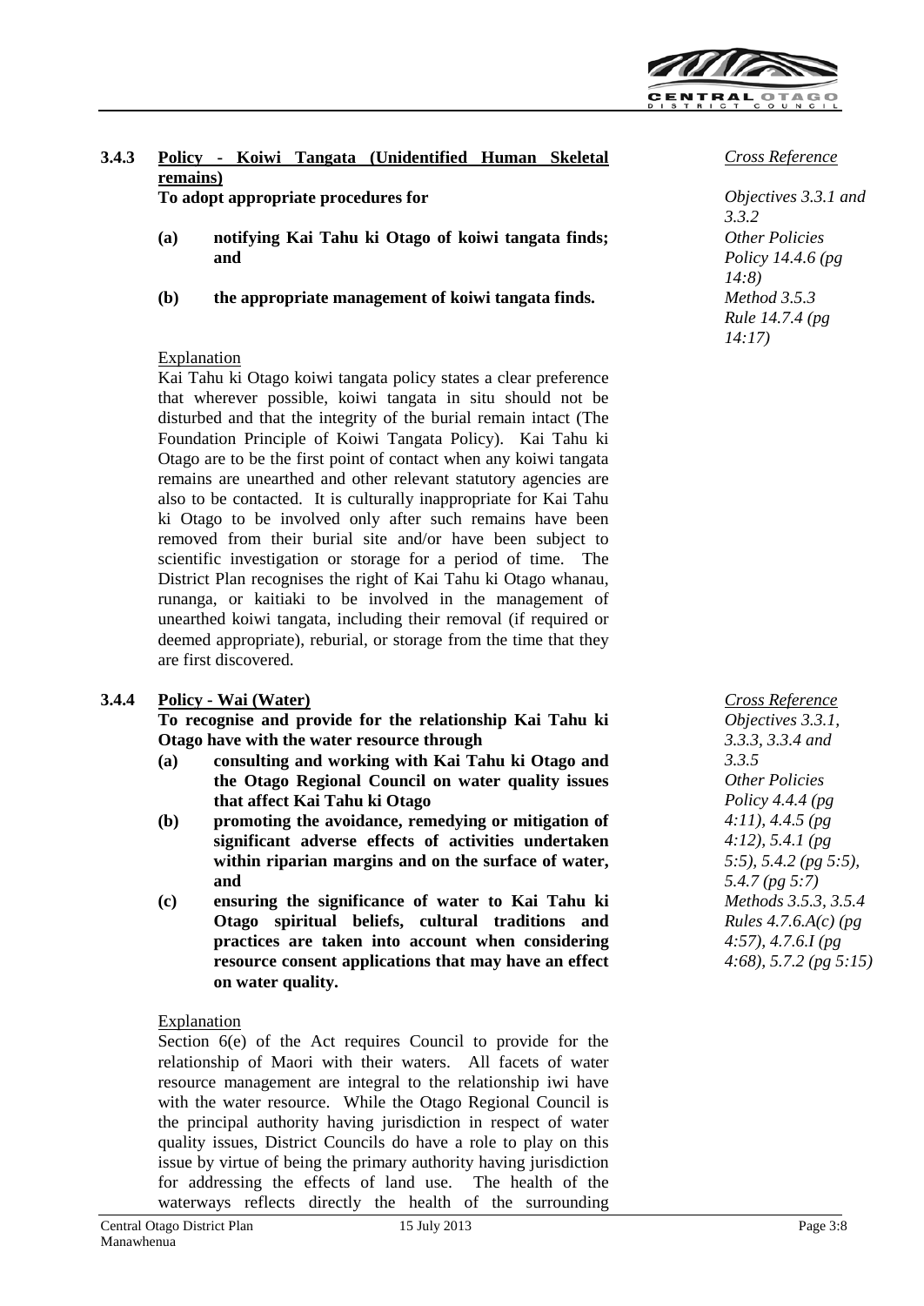### 3.4.3 Policy - Koiwi Tangata (Unidentified Human Skeletal remains)

**To adopt appropriate procedures for**

**(a) notifying Kai Tahu ki Otago of koiwi tangata finds; and**

**(b) the appropriate management of koiwi tangata finds.**

*Cross Reference*

*Objectives 3.3.1 and 3.3.2*
*Other Policies*
*Policy 14.4.6 (pg 14:8)*
*Method 3.5.3*
*Rule 14.7.4 (pg 14:17)*

Explanation

Kai Tahu ki Otago koiwi tangata policy states a clear preference that wherever possible, koiwi tangata in situ should not be disturbed and that the integrity of the burial remain intact (The Foundation Principle of Koiwi Tangata Policy). Kai Tahu ki Otago are to be the first point of contact when any koiwi tangata remains are unearthed and other relevant statutory agencies are also to be contacted. It is culturally inappropriate for Kai Tahu ki Otago to be involved only after such remains have been removed from their burial site and/or have been subject to scientific investigation or storage for a period of time. The District Plan recognises the right of Kai Tahu ki Otago whanau, runanga, or kaitiaki to be involved in the management of unearthed koiwi tangata, including their removal (if required or deemed appropriate), reburial, or storage from the time that they are first discovered.

### 3.4.4 Policy - Wai (Water)

**To recognise and provide for the relationship Kai Tahu ki Otago have with the water resource through**

**(a) consulting and working with Kai Tahu ki Otago and the Otago Regional Council on water quality issues that affect Kai Tahu ki Otago**

**(b) promoting the avoidance, remedying or mitigation of significant adverse effects of activities undertaken within riparian margins and on the surface of water, and**

**(c) ensuring the significance of water to Kai Tahu ki Otago spiritual beliefs, cultural traditions and practices are taken into account when considering resource consent applications that may have an effect on water quality.**

*Cross Reference*

*Objectives 3.3.1, 3.3.3, 3.3.4 and 3.3.5*
*Other Policies*
*Policy 4.4.4 (pg 4:11), 4.4.5 (pg 4:12), 5.4.1 (pg 5:5), 5.4.2 (pg 5:5), 5.4.7 (pg 5:7)*
*Methods 3.5.3, 3.5.4*
*Rules 4.7.6.A(c) (pg 4:57), 4.7.6.I (pg 4:68), 5.7.2 (pg 5:15)*

Explanation

Section 6(e) of the Act requires Council to provide for the relationship of Maori with their waters. All facets of water resource management are integral to the relationship iwi have with the water resource. While the Otago Regional Council is the principal authority having jurisdiction in respect of water quality issues, District Councils do have a role to play on this issue by virtue of being the primary authority having jurisdiction for addressing the effects of land use. The health of the waterways reflects directly the health of the surrounding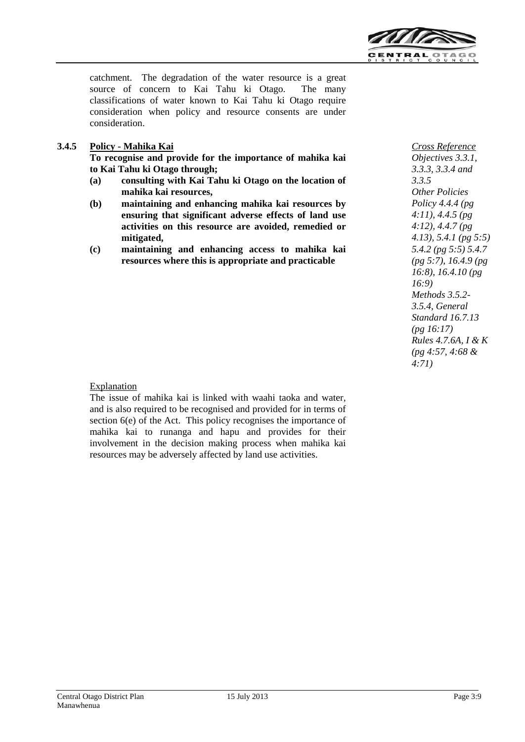catchment. The degradation of the water resource is a great source of concern to Kai Tahu ki Otago. The many classifications of water known to Kai Tahu ki Otago require consideration when policy and resource consents are under consideration.

### 3.4.5 Policy - Mahika Kai

**To recognise and provide for the importance of mahika kai to Kai Tahu ki Otago through;**

**(a) consulting with Kai Tahu ki Otago on the location of mahika kai resources,**

**(b) maintaining and enhancing mahika kai resources by ensuring that significant adverse effects of land use activities on this resource are avoided, remedied or mitigated,**

**(c) maintaining and enhancing access to mahika kai resources where this is appropriate and practicable**

*Cross Reference*
*Objectives 3.3.1, 3.3.3, 3.3.4 and 3.3.5*
*Other Policies Policy 4.4.4 (pg 4:11), 4.4.5 (pg 4:12), 4.4.7 (pg 4.13), 5.4.1 (pg 5:5) 5.4.2 (pg 5:5) 5.4.7 (pg 5:7), 16.4.9 (pg 16:8), 16.4.10 (pg 16:9)*
*Methods 3.5.2-3.5.4, General Standard 16.7.13 (pg 16:17)*
*Rules 4.7.6A, I & K (pg 4:57, 4:68 & 4:71)*

Explanation

The issue of mahika kai is linked with waahi taoka and water, and is also required to be recognised and provided for in terms of section 6(e) of the Act. This policy recognises the importance of mahika kai to runanga and hapu and provides for their involvement in the decision making process when mahika kai resources may be adversely affected by land use activities.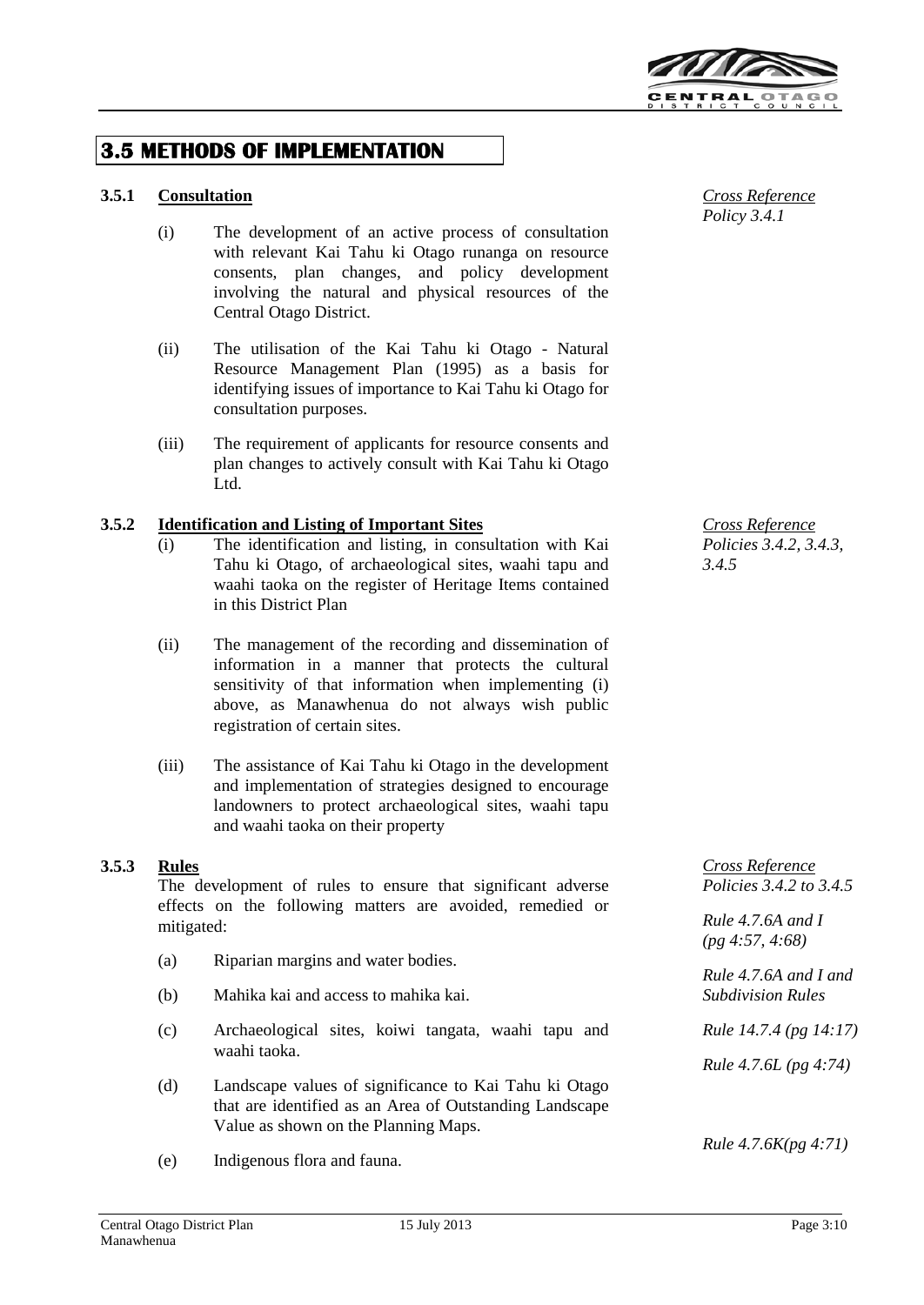## 3.5 METHODS OF IMPLEMENTATION

### 3.5.1 Consultation

*Cross Reference Policy 3.4.1*

(i) The development of an active process of consultation with relevant Kai Tahu ki Otago runanga on resource consents, plan changes, and policy development involving the natural and physical resources of the Central Otago District.

(ii) The utilisation of the Kai Tahu ki Otago - Natural Resource Management Plan (1995) as a basis for identifying issues of importance to Kai Tahu ki Otago for consultation purposes.

(iii) The requirement of applicants for resource consents and plan changes to actively consult with Kai Tahu ki Otago Ltd.

### 3.5.2 Identification and Listing of Important Sites

*Cross Reference Policies 3.4.2, 3.4.3, 3.4.5*

(i) The identification and listing, in consultation with Kai Tahu ki Otago, of archaeological sites, waahi tapu and waahi taoka on the register of Heritage Items contained in this District Plan

(ii) The management of the recording and dissemination of information in a manner that protects the cultural sensitivity of that information when implementing (i) above, as Manawhenua do not always wish public registration of certain sites.

(iii) The assistance of Kai Tahu ki Otago in the development and implementation of strategies designed to encourage landowners to protect archaeological sites, waahi tapu and waahi taoka on their property

### 3.5.3 Rules

*Cross Reference Policies 3.4.2 to 3.4.5*

The development of rules to ensure that significant adverse effects on the following matters are avoided, remedied or mitigated:

(a) Riparian margins and water bodies. — *Rule 4.7.6A and I (pg 4:57, 4:68)*

(b) Mahika kai and access to mahika kai. — *Rule 4.7.6A and I and Subdivision Rules*

(c) Archaeological sites, koiwi tangata, waahi tapu and waahi taoka. — *Rule 14.7.4 (pg 14:17)*

(d) Landscape values of significance to Kai Tahu ki Otago that are identified as an Area of Outstanding Landscape Value as shown on the Planning Maps. — *Rule 4.7.6L (pg 4:74)*

(e) Indigenous flora and fauna. — *Rule 4.7.6K(pg 4:71)*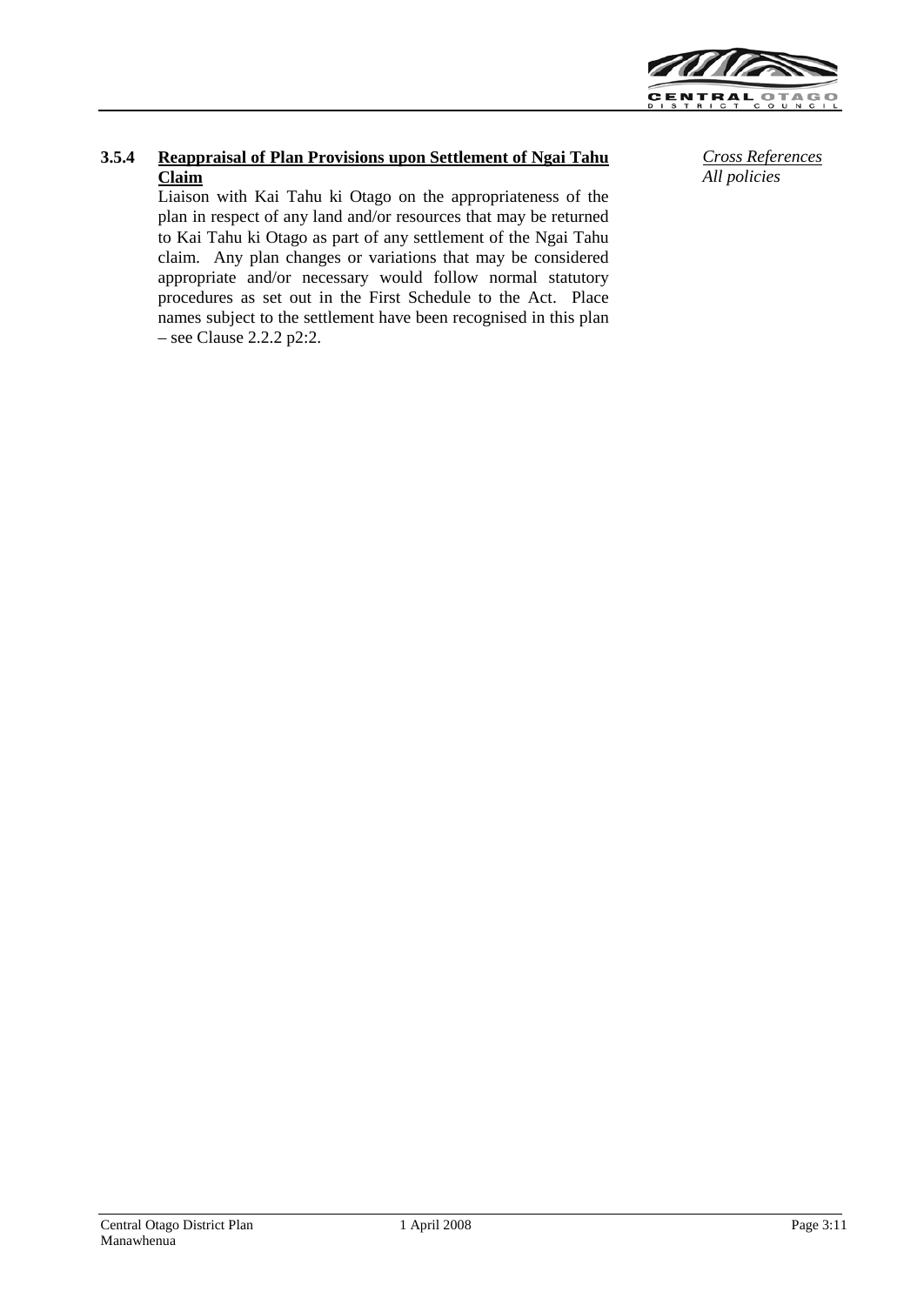### 3.5.4 Reappraisal of Plan Provisions upon Settlement of Ngai Tahu Claim

*Cross References*
*All policies*

Liaison with Kai Tahu ki Otago on the appropriateness of the plan in respect of any land and/or resources that may be returned to Kai Tahu ki Otago as part of any settlement of the Ngai Tahu claim. Any plan changes or variations that may be considered appropriate and/or necessary would follow normal statutory procedures as set out in the First Schedule to the Act. Place names subject to the settlement have been recognised in this plan – see Clause 2.2.2 p2:2.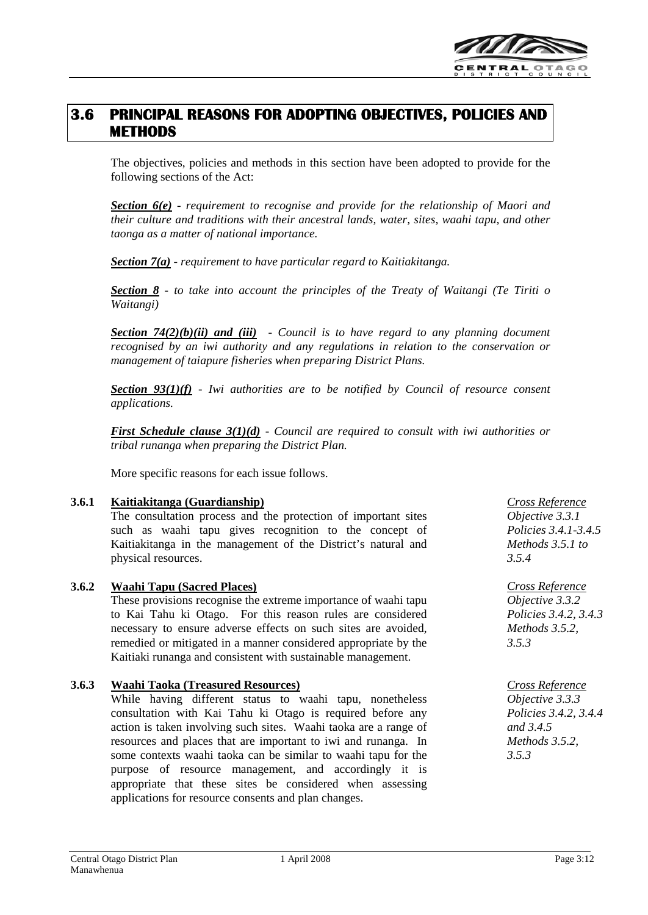## 3.6 PRINCIPAL REASONS FOR ADOPTING OBJECTIVES, POLICIES AND METHODS

The objectives, policies and methods in this section have been adopted to provide for the following sections of the Act:

***Section 6(e)*** *- requirement to recognise and provide for the relationship of Maori and their culture and traditions with their ancestral lands, water, sites, waahi tapu, and other taonga as a matter of national importance.*

***Section 7(a)*** *- requirement to have particular regard to Kaitiakitanga.*

***Section 8*** *- to take into account the principles of the Treaty of Waitangi (Te Tiriti o Waitangi)*

***Section 74(2)(b)(ii) and (iii)*** *- Council is to have regard to any planning document recognised by an iwi authority and any regulations in relation to the conservation or management of taiapure fisheries when preparing District Plans.*

***Section 93(1)(f)*** *- Iwi authorities are to be notified by Council of resource consent applications.*

***First Schedule clause 3(1)(d)*** *- Council are required to consult with iwi authorities or tribal runanga when preparing the District Plan.*

More specific reasons for each issue follows.

### 3.6.1 Kaitiakitanga (Guardianship)

The consultation process and the protection of important sites such as waahi tapu gives recognition to the concept of Kaitiakitanga in the management of the District's natural and physical resources.

*Cross Reference*
*Objective 3.3.1*
*Policies 3.4.1-3.4.5*
*Methods 3.5.1 to 3.5.4*

### 3.6.2 Waahi Tapu (Sacred Places)

These provisions recognise the extreme importance of waahi tapu to Kai Tahu ki Otago. For this reason rules are considered necessary to ensure adverse effects on such sites are avoided, remedied or mitigated in a manner considered appropriate by the Kaitiaki runanga and consistent with sustainable management.

*Cross Reference*
*Objective 3.3.2*
*Policies 3.4.2, 3.4.3*
*Methods 3.5.2, 3.5.3*

### 3.6.3 Waahi Taoka (Treasured Resources)

While having different status to waahi tapu, nonetheless consultation with Kai Tahu ki Otago is required before any action is taken involving such sites. Waahi taoka are a range of resources and places that are important to iwi and runanga. In some contexts waahi taoka can be similar to waahi tapu for the purpose of resource management, and accordingly it is appropriate that these sites be considered when assessing applications for resource consents and plan changes.

*Cross Reference*
*Objective 3.3.3*
*Policies 3.4.2, 3.4.4 and 3.4.5*
*Methods 3.5.2, 3.5.3*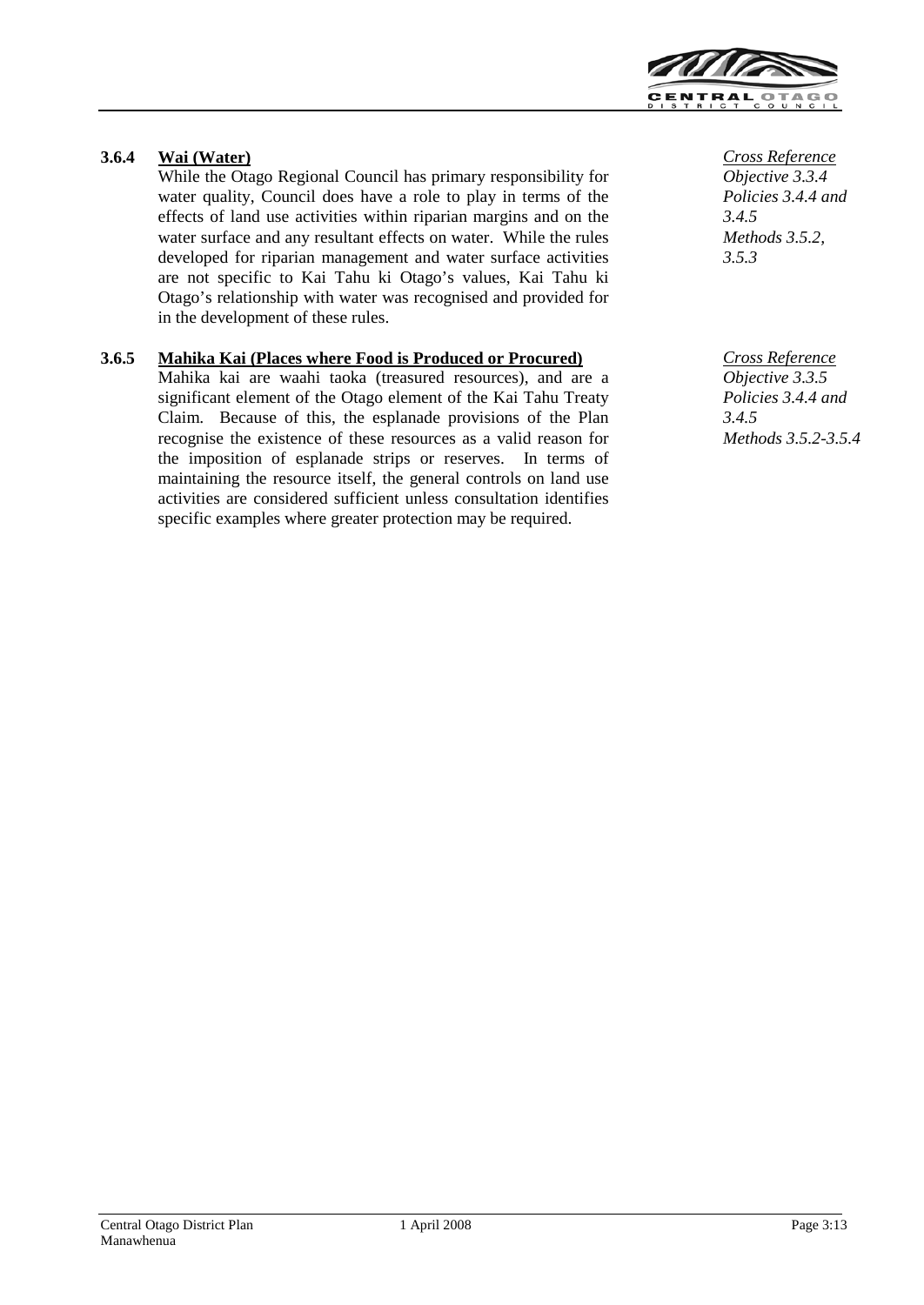### 3.6.4 Wai (Water)

While the Otago Regional Council has primary responsibility for water quality, Council does have a role to play in terms of the effects of land use activities within riparian margins and on the water surface and any resultant effects on water. While the rules developed for riparian management and water surface activities are not specific to Kai Tahu ki Otago's values, Kai Tahu ki Otago's relationship with water was recognised and provided for in the development of these rules.

*Cross Reference*
*Objective 3.3.4*
*Policies 3.4.4 and 3.4.5*
*Methods 3.5.2, 3.5.3*

### 3.6.5 Mahika Kai (Places where Food is Produced or Procured)

Mahika kai are waahi taoka (treasured resources), and are a significant element of the Otago element of the Kai Tahu Treaty Claim. Because of this, the esplanade provisions of the Plan recognise the existence of these resources as a valid reason for the imposition of esplanade strips or reserves. In terms of maintaining the resource itself, the general controls on land use activities are considered sufficient unless consultation identifies specific examples where greater protection may be required.

*Cross Reference*
*Objective 3.3.5*
*Policies 3.4.4 and 3.4.5*
*Methods 3.5.2-3.5.4*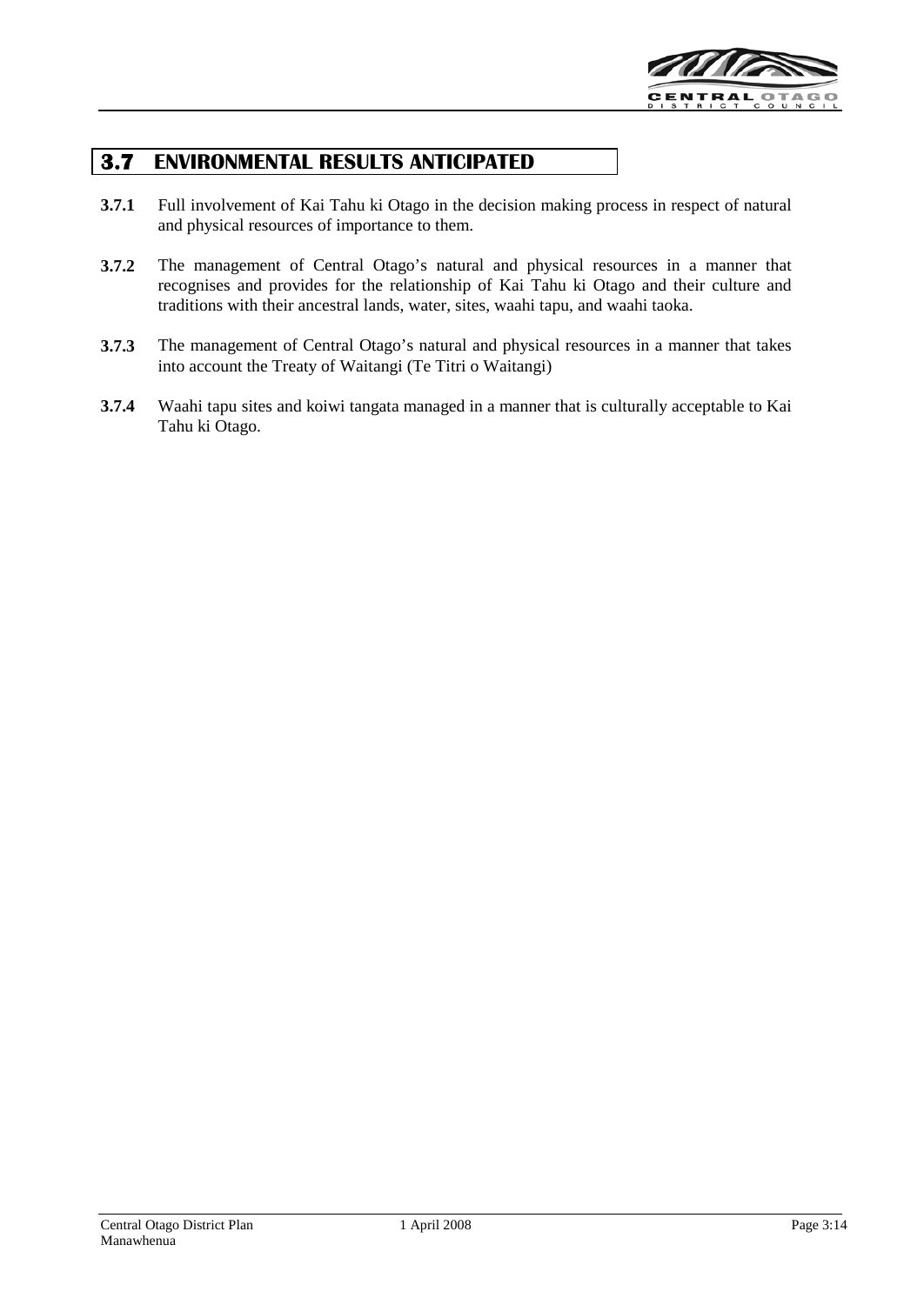## 3.7 ENVIRONMENTAL RESULTS ANTICIPATED

**3.7.1** Full involvement of Kai Tahu ki Otago in the decision making process in respect of natural and physical resources of importance to them.

**3.7.2** The management of Central Otago's natural and physical resources in a manner that recognises and provides for the relationship of Kai Tahu ki Otago and their culture and traditions with their ancestral lands, water, sites, waahi tapu, and waahi taoka.

**3.7.3** The management of Central Otago's natural and physical resources in a manner that takes into account the Treaty of Waitangi (Te Titri o Waitangi)

**3.7.4** Waahi tapu sites and koiwi tangata managed in a manner that is culturally acceptable to Kai Tahu ki Otago.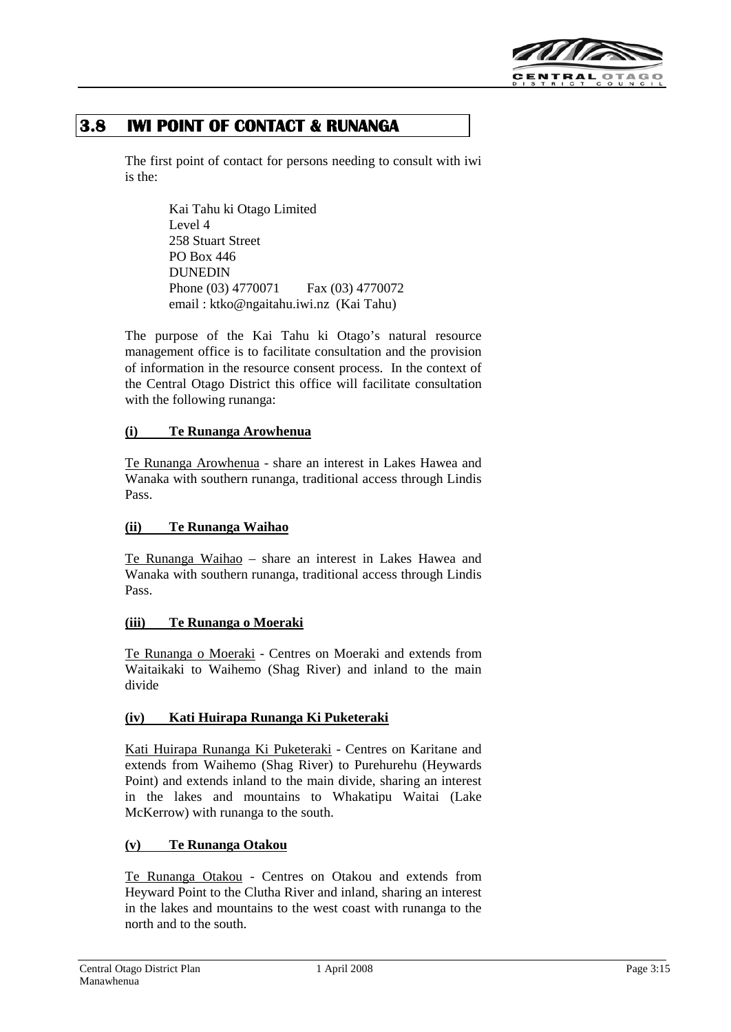## 3.8 IWI POINT OF CONTACT & RUNANGA

The first point of contact for persons needing to consult with iwi is the:

Kai Tahu ki Otago Limited
Level 4
258 Stuart Street
PO Box 446
DUNEDIN
Phone (03) 4770071  Fax (03) 4770072
email : ktko@ngaitahu.iwi.nz (Kai Tahu)

The purpose of the Kai Tahu ki Otago's natural resource management office is to facilitate consultation and the provision of information in the resource consent process. In the context of the Central Otago District this office will facilitate consultation with the following runanga:

**(i) Te Runanga Arowhenua**

Te Runanga Arowhenua - share an interest in Lakes Hawea and Wanaka with southern runanga, traditional access through Lindis Pass.

**(ii) Te Runanga Waihao**

Te Runanga Waihao – share an interest in Lakes Hawea and Wanaka with southern runanga, traditional access through Lindis Pass.

**(iii) Te Runanga o Moeraki**

Te Runanga o Moeraki - Centres on Moeraki and extends from Waitaikaki to Waihemo (Shag River) and inland to the main divide

**(iv) Kati Huirapa Runanga Ki Puketeraki**

Kati Huirapa Runanga Ki Puketeraki - Centres on Karitane and extends from Waihemo (Shag River) to Purehurehu (Heywards Point) and extends inland to the main divide, sharing an interest in the lakes and mountains to Whakatipu Waitai (Lake McKerrow) with runanga to the south.

**(v) Te Runanga Otakou**

Te Runanga Otakou - Centres on Otakou and extends from Heyward Point to the Clutha River and inland, sharing an interest in the lakes and mountains to the west coast with runanga to the north and to the south.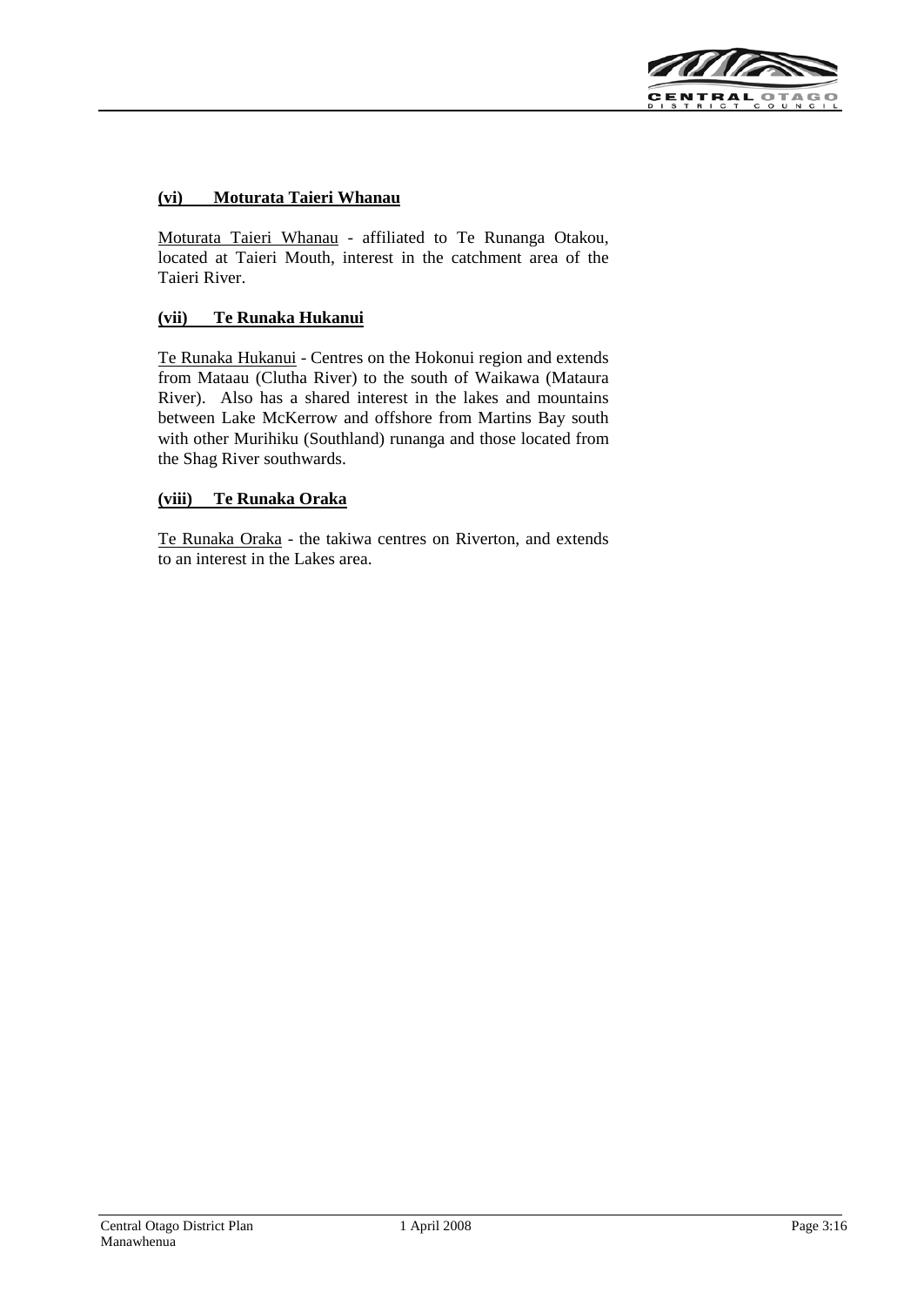#### (vi) Moturata Taieri Whanau

Moturata Taieri Whanau - affiliated to Te Runanga Otakou, located at Taieri Mouth, interest in the catchment area of the Taieri River.

#### (vii) Te Runaka Hukanui

Te Runaka Hukanui - Centres on the Hokonui region and extends from Mataau (Clutha River) to the south of Waikawa (Mataura River). Also has a shared interest in the lakes and mountains between Lake McKerrow and offshore from Martins Bay south with other Murihiku (Southland) runanga and those located from the Shag River southwards.

#### (viii) Te Runaka Oraka

Te Runaka Oraka - the takiwa centres on Riverton, and extends to an interest in the Lakes area.